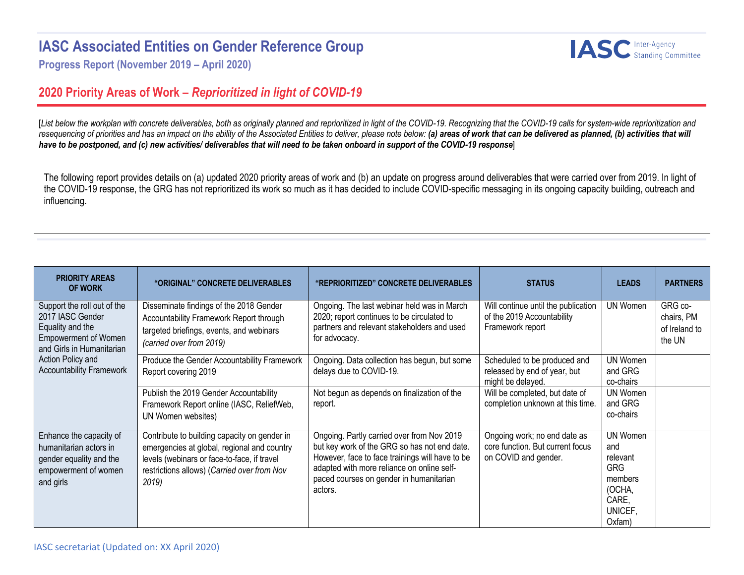# IASC Associated Entities on Gender Reference Group

**Progress Report (November 2019 – April 2020)**

## 2020 Priority Areas of Work – *Reprioritized in light of COVID-19*

[*List below the workplan with concrete deliverables, both as originally planned and reprioritized in light of the COVID-19. Recognizing that the COVID-19 calls for system-wide reprioritization and resequencing of priorities and has an impact on the ability of the Associated Entities to deliver, please note below:* ***(a) areas of work that can be delivered as planned, (b) activities that will have to be postponed, and (c) new activities/ deliverables that will need to be taken onboard in support of the COVID-19 response***]

The following report provides details on (a) updated 2020 priority areas of work and (b) an update on progress around deliverables that were carried over from 2019. In light of the COVID-19 response, the GRG has not reprioritized its work so much as it has decided to include COVID-specific messaging in its ongoing capacity building, outreach and influencing.

| PRIORITY AREAS OF WORK | "ORIGINAL" CONCRETE DELIVERABLES | "REPRIORITIZED" CONCRETE DELIVERABLES | STATUS | LEADS | PARTNERS |
|---|---|---|---|---|---|
| Support the roll out of the 2017 IASC Gender Equality and the Empowerment of Women and Girls in Humanitarian Action Policy and Accountability Framework | Disseminate findings of the 2018 Gender Accountability Framework Report through targeted briefings, events, and webinars *(carried over from 2019)* | Ongoing. The last webinar held was in March 2020; report continues to be circulated to partners and relevant stakeholders and used for advocacy. | Will continue until the publication of the 2019 Accountability Framework report | UN Women | GRG co-chairs, PM of Ireland to the UN |
| | Produce the Gender Accountability Framework Report covering 2019 | Ongoing. Data collection has begun, but some delays due to COVID-19. | Scheduled to be produced and released by end of year, but might be delayed. | UN Women and GRG co-chairs | |
| | Publish the 2019 Gender Accountability Framework Report online (IASC, ReliefWeb, UN Women websites) | Not begun as depends on finalization of the report. | Will be completed, but date of completion unknown at this time. | UN Women and GRG co-chairs | |
| Enhance the capacity of humanitarian actors in gender equality and the empowerment of women and girls | Contribute to building capacity on gender in emergencies at global, regional and country levels (webinars or face-to-face, if travel restrictions allows) (*Carried over from Nov 2019)* | Ongoing. Partly carried over from Nov 2019 but key work of the GRG so has not end date. However, face to face trainings will have to be adapted with more reliance on online self-paced courses on gender in humanitarian actors. | Ongoing work; no end date as core function. But current focus on COVID and gender. | UN Women and relevant GRG members (OCHA, CARE, UNICEF, Oxfam) | |

IASC secretariat (Updated on: XX April 2020)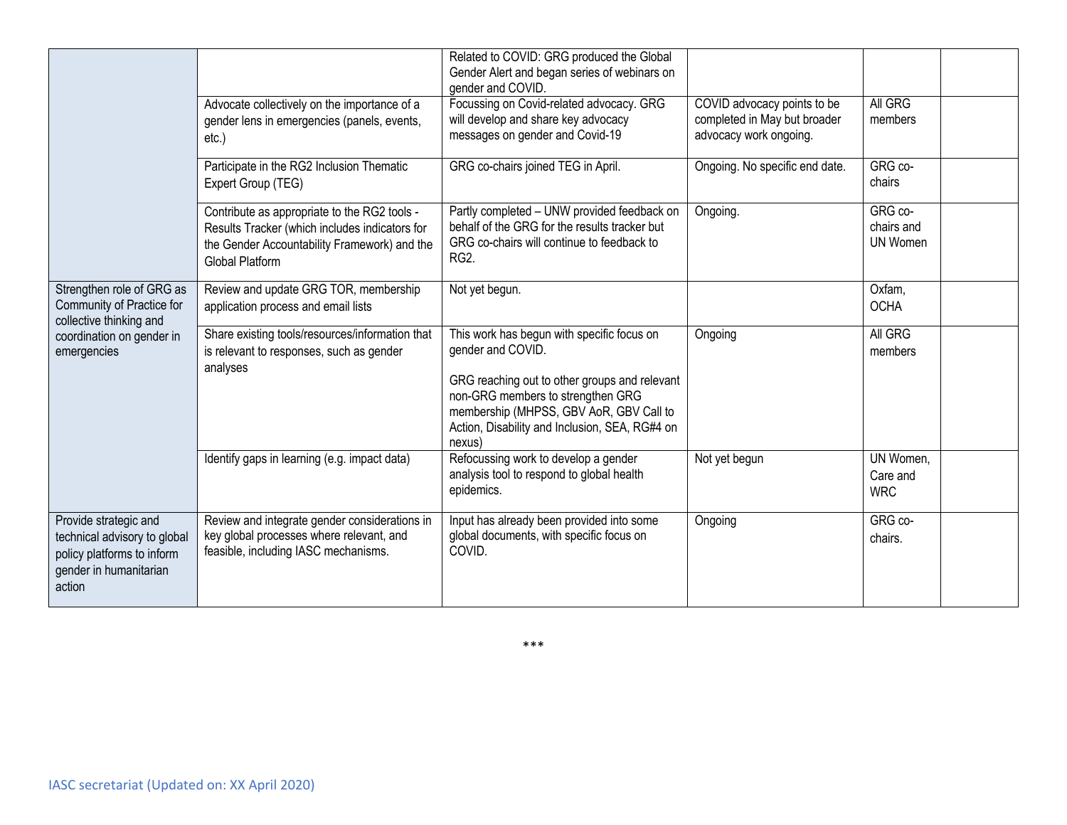| | | | | | |
|---|---|---|---|---|---|
| | | Related to COVID: GRG produced the Global Gender Alert and began series of webinars on gender and COVID. | | | |
| | Advocate collectively on the importance of a gender lens in emergencies (panels, events, etc.) | Focussing on Covid-related advocacy. GRG will develop and share key advocacy messages on gender and Covid-19 | COVID advocacy points to be completed in May but broader advocacy work ongoing. | All GRG members | |
| | Participate in the RG2 Inclusion Thematic Expert Group (TEG) | GRG co-chairs joined TEG in April. | Ongoing. No specific end date. | GRG co-chairs | |
| | Contribute as appropriate to the RG2 tools - Results Tracker (which includes indicators for the Gender Accountability Framework) and the Global Platform | Partly completed – UNW provided feedback on behalf of the GRG for the results tracker but GRG co-chairs will continue to feedback to RG2. | Ongoing. | GRG co-chairs and UN Women | |
| Strengthen role of GRG as Community of Practice for collective thinking and coordination on gender in emergencies | Review and update GRG TOR, membership application process and email lists | Not yet begun. | | Oxfam, OCHA | |
| | Share existing tools/resources/information that is relevant to responses, such as gender analyses | This work has begun with specific focus on gender and COVID.<br><br>GRG reaching out to other groups and relevant non-GRG members to strengthen GRG membership (MHPSS, GBV AoR, GBV Call to Action, Disability and Inclusion, SEA, RG#4 on nexus) | Ongoing | All GRG members | |
| | Identify gaps in learning (e.g. impact data) | Refocussing work to develop a gender analysis tool to respond to global health epidemics. | Not yet begun | UN Women, Care and WRC | |
| Provide strategic and technical advisory to global policy platforms to inform gender in humanitarian action | Review and integrate gender considerations in key global processes where relevant, and feasible, including IASC mechanisms. | Input has already been provided into some global documents, with specific focus on COVID. | Ongoing | GRG co-chairs. | |

***

IASC secretariat (Updated on: XX April 2020)